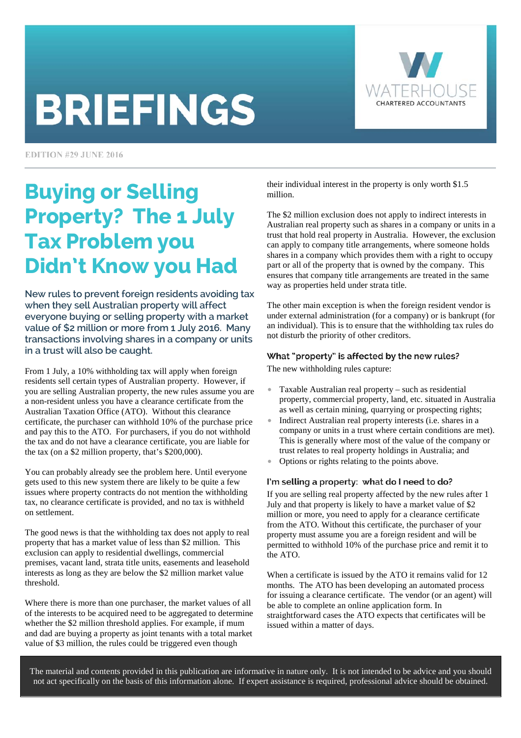# BRIEFINGS

WATERHOUSE
CHARTERED ACCOUNTANTS

EDITION #29 JUNE 2016

## Buying or Selling Property? The 1 July Tax Problem you Didn't Know you Had

**New rules to prevent foreign residents avoiding tax when they sell Australian property will affect everyone buying or selling property with a market value of $2 million or more from 1 July 2016. Many transactions involving shares in a company or units in a trust will also be caught.**

From 1 July, a 10% withholding tax will apply when foreign residents sell certain types of Australian property. However, if you are selling Australian property, the new rules assume you are a non-resident unless you have a clearance certificate from the Australian Taxation Office (ATO). Without this clearance certificate, the purchaser can withhold 10% of the purchase price and pay this to the ATO. For purchasers, if you do not withhold the tax and do not have a clearance certificate, you are liable for the tax (on a $2 million property, that's $200,000).

You can probably already see the problem here. Until everyone gets used to this new system there are likely to be quite a few issues where property contracts do not mention the withholding tax, no clearance certificate is provided, and no tax is withheld on settlement.

The good news is that the withholding tax does not apply to real property that has a market value of less than $2 million. This exclusion can apply to residential dwellings, commercial premises, vacant land, strata title units, easements and leasehold interests as long as they are below the $2 million market value threshold.

Where there is more than one purchaser, the market values of all of the interests to be acquired need to be aggregated to determine whether the $2 million threshold applies. For example, if mum and dad are buying a property as joint tenants with a total market value of $3 million, the rules could be triggered even though their individual interest in the property is only worth $1.5 million.

The $2 million exclusion does not apply to indirect interests in Australian real property such as shares in a company or units in a trust that hold real property in Australia. However, the exclusion can apply to company title arrangements, where someone holds shares in a company which provides them with a right to occupy part or all of the property that is owned by the company. This ensures that company title arrangements are treated in the same way as properties held under strata title.

The other main exception is when the foreign resident vendor is under external administration (for a company) or is bankrupt (for an individual). This is to ensure that the withholding tax rules do not disturb the priority of other creditors.

### What "property" is affected by the new rules?

The new withholding rules capture:

- Taxable Australian real property – such as residential property, commercial property, land, etc. situated in Australia as well as certain mining, quarrying or prospecting rights;
- Indirect Australian real property interests (i.e. shares in a company or units in a trust where certain conditions are met). This is generally where most of the value of the company or trust relates to real property holdings in Australia; and
- Options or rights relating to the points above.

### I'm selling a property: what do I need to do?

If you are selling real property affected by the new rules after 1 July and that property is likely to have a market value of $2 million or more, you need to apply for a clearance certificate from the ATO. Without this certificate, the purchaser of your property must assume you are a foreign resident and will be permitted to withhold 10% of the purchase price and remit it to the ATO.

When a certificate is issued by the ATO it remains valid for 12 months. The ATO has been developing an automated process for issuing a clearance certificate. The vendor (or an agent) will be able to complete an online application form. In straightforward cases the ATO expects that certificates will be issued within a matter of days.

The material and contents provided in this publication are informative in nature only. It is not intended to be advice and you should not act specifically on the basis of this information alone. If expert assistance is required, professional advice should be obtained.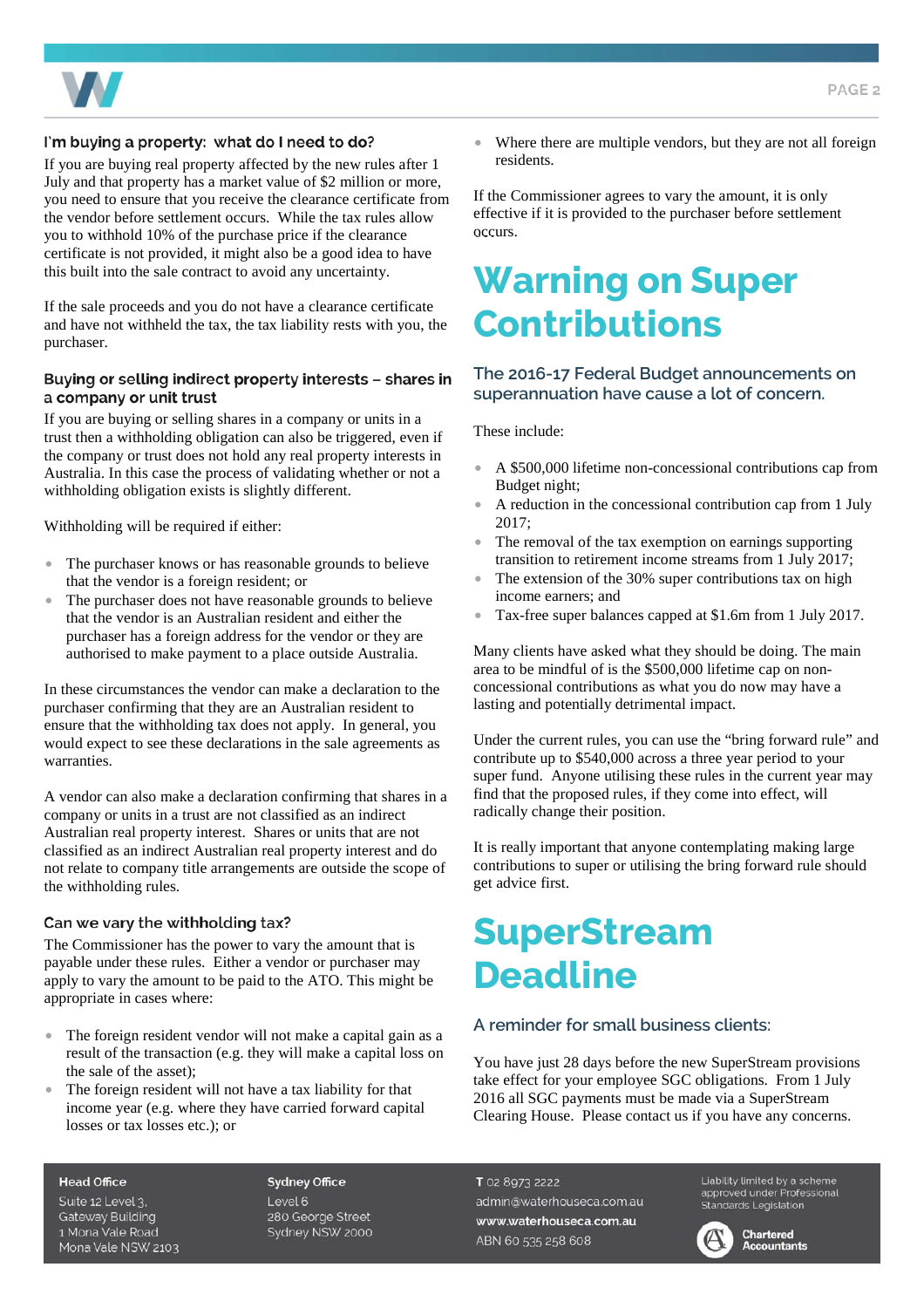### I'm buying a property: what do I need to do?

If you are buying real property affected by the new rules after 1 July and that property has a market value of $2 million or more, you need to ensure that you receive the clearance certificate from the vendor before settlement occurs. While the tax rules allow you to withhold 10% of the purchase price if the clearance certificate is not provided, it might also be a good idea to have this built into the sale contract to avoid any uncertainty.

If the sale proceeds and you do not have a clearance certificate and have not withheld the tax, the tax liability rests with you, the purchaser.

### Buying or selling indirect property interests – shares in a company or unit trust

If you are buying or selling shares in a company or units in a trust then a withholding obligation can also be triggered, even if the company or trust does not hold any real property interests in Australia. In this case the process of validating whether or not a withholding obligation exists is slightly different.

Withholding will be required if either:

- The purchaser knows or has reasonable grounds to believe that the vendor is a foreign resident; or
- The purchaser does not have reasonable grounds to believe that the vendor is an Australian resident and either the purchaser has a foreign address for the vendor or they are authorised to make payment to a place outside Australia.

In these circumstances the vendor can make a declaration to the purchaser confirming that they are an Australian resident to ensure that the withholding tax does not apply. In general, you would expect to see these declarations in the sale agreements as warranties.

A vendor can also make a declaration confirming that shares in a company or units in a trust are not classified as an indirect Australian real property interest. Shares or units that are not classified as an indirect Australian real property interest and do not relate to company title arrangements are outside the scope of the withholding rules.

### Can we vary the withholding tax?

The Commissioner has the power to vary the amount that is payable under these rules. Either a vendor or purchaser may apply to vary the amount to be paid to the ATO. This might be appropriate in cases where:

- The foreign resident vendor will not make a capital gain as a result of the transaction (e.g. they will make a capital loss on the sale of the asset);
- The foreign resident will not have a tax liability for that income year (e.g. where they have carried forward capital losses or tax losses etc.); or
- Where there are multiple vendors, but they are not all foreign residents.

If the Commissioner agrees to vary the amount, it is only effective if it is provided to the purchaser before settlement occurs.

# Warning on Super Contributions

### The 2016-17 Federal Budget announcements on superannuation have cause a lot of concern.

These include:

- A $500,000 lifetime non-concessional contributions cap from Budget night;
- A reduction in the concessional contribution cap from 1 July 2017;
- The removal of the tax exemption on earnings supporting transition to retirement income streams from 1 July 2017;
- The extension of the 30% super contributions tax on high income earners; and
- Tax-free super balances capped at $1.6m from 1 July 2017.

Many clients have asked what they should be doing. The main area to be mindful of is the $500,000 lifetime cap on non-concessional contributions as what you do now may have a lasting and potentially detrimental impact.

Under the current rules, you can use the "bring forward rule" and contribute up to $540,000 across a three year period to your super fund. Anyone utilising these rules in the current year may find that the proposed rules, if they come into effect, will radically change their position.

It is really important that anyone contemplating making large contributions to super or utilising the bring forward rule should get advice first.

# SuperStream Deadline

### A reminder for small business clients:

You have just 28 days before the new SuperStream provisions take effect for your employee SGC obligations. From 1 July 2016 all SGC payments must be made via a SuperStream Clearing House. Please contact us if you have any concerns.

**Head Office**
Suite 12 Level 3,
Gateway Building
1 Mona Vale Road
Mona Vale NSW 2103

**Sydney Office**
Level 6
280 George Street
Sydney NSW 2000

**T** 02 8973 2222
admin@waterhouseca.com.au
**www.waterhouseca.com.au**
ABN 60 535 258 608

Liability limited by a scheme approved under Professional Standards Legislation

Chartered Accountants